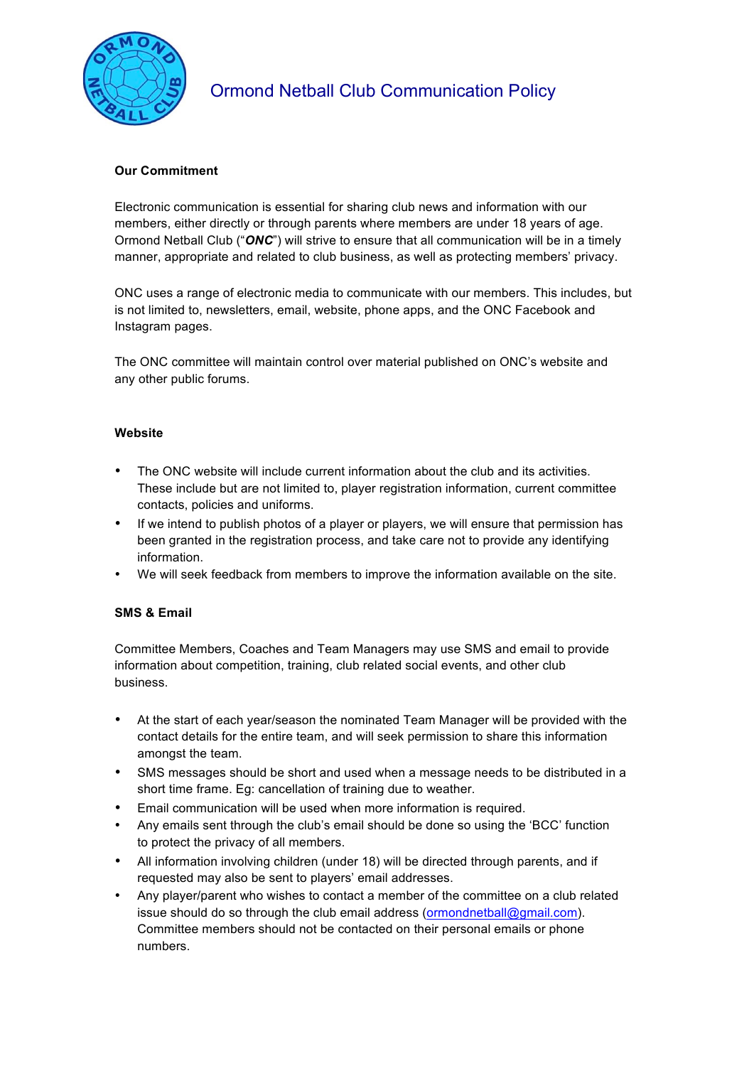# Ormond Netball Club Communication Policy

## Our Commitment

Electronic communication is essential for sharing club news and information with our members, either directly or through parents where members are under 18 years of age. Ormond Netball Club ("***ONC***") will strive to ensure that all communication will be in a timely manner, appropriate and related to club business, as well as protecting members' privacy.

ONC uses a range of electronic media to communicate with our members. This includes, but is not limited to, newsletters, email, website, phone apps, and the ONC Facebook and Instagram pages.

The ONC committee will maintain control over material published on ONC's website and any other public forums.

## Website

- The ONC website will include current information about the club and its activities. These include but are not limited to, player registration information, current committee contacts, policies and uniforms.
- If we intend to publish photos of a player or players, we will ensure that permission has been granted in the registration process, and take care not to provide any identifying information.
- We will seek feedback from members to improve the information available on the site.

## SMS & Email

Committee Members, Coaches and Team Managers may use SMS and email to provide information about competition, training, club related social events, and other club business.

- At the start of each year/season the nominated Team Manager will be provided with the contact details for the entire team, and will seek permission to share this information amongst the team.
- SMS messages should be short and used when a message needs to be distributed in a short time frame. Eg: cancellation of training due to weather.
- Email communication will be used when more information is required.
- Any emails sent through the club's email should be done so using the 'BCC' function to protect the privacy of all members.
- All information involving children (under 18) will be directed through parents, and if requested may also be sent to players' email addresses.
- Any player/parent who wishes to contact a member of the committee on a club related issue should do so through the club email address (ormondnetball@gmail.com). Committee members should not be contacted on their personal emails or phone numbers.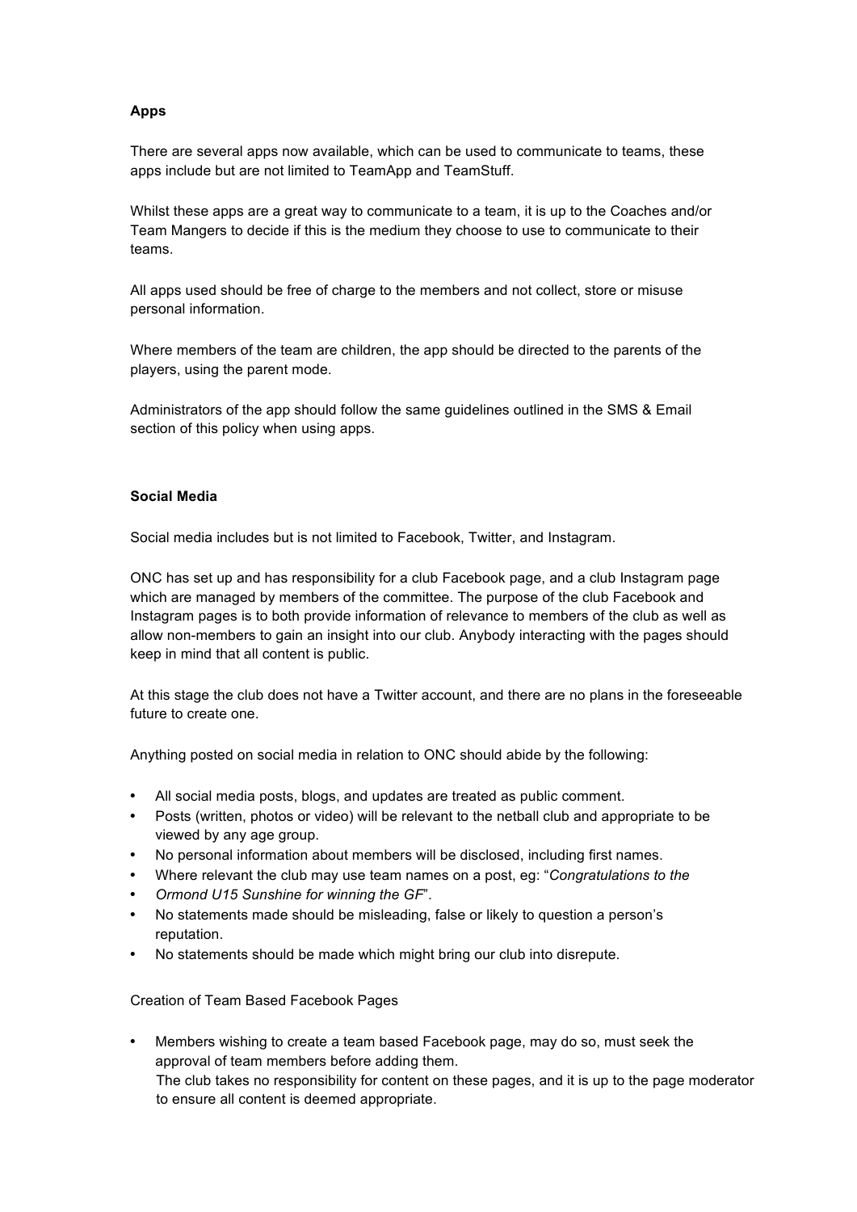**Apps**

There are several apps now available, which can be used to communicate to teams, these apps include but are not limited to TeamApp and TeamStuff.

Whilst these apps are a great way to communicate to a team, it is up to the Coaches and/or Team Mangers to decide if this is the medium they choose to use to communicate to their teams.

All apps used should be free of charge to the members and not collect, store or misuse personal information.

Where members of the team are children, the app should be directed to the parents of the players, using the parent mode.

Administrators of the app should follow the same guidelines outlined in the SMS & Email section of this policy when using apps.

**Social Media**

Social media includes but is not limited to Facebook, Twitter, and Instagram.

ONC has set up and has responsibility for a club Facebook page, and a club Instagram page which are managed by members of the committee. The purpose of the club Facebook and Instagram pages is to both provide information of relevance to members of the club as well as allow non-members to gain an insight into our club. Anybody interacting with the pages should keep in mind that all content is public.

At this stage the club does not have a Twitter account, and there are no plans in the foreseeable future to create one.

Anything posted on social media in relation to ONC should abide by the following:

- All social media posts, blogs, and updates are treated as public comment.
- Posts (written, photos or video) will be relevant to the netball club and appropriate to be viewed by any age group.
- No personal information about members will be disclosed, including first names.
- Where relevant the club may use team names on a post, eg: "*Congratulations to the*
- *Ormond U15 Sunshine for winning the GF*".
- No statements made should be misleading, false or likely to question a person's reputation.
- No statements should be made which might bring our club into disrepute.

Creation of Team Based Facebook Pages

- Members wishing to create a team based Facebook page, may do so, must seek the approval of team members before adding them.
  The club takes no responsibility for content on these pages, and it is up to the page moderator to ensure all content is deemed appropriate.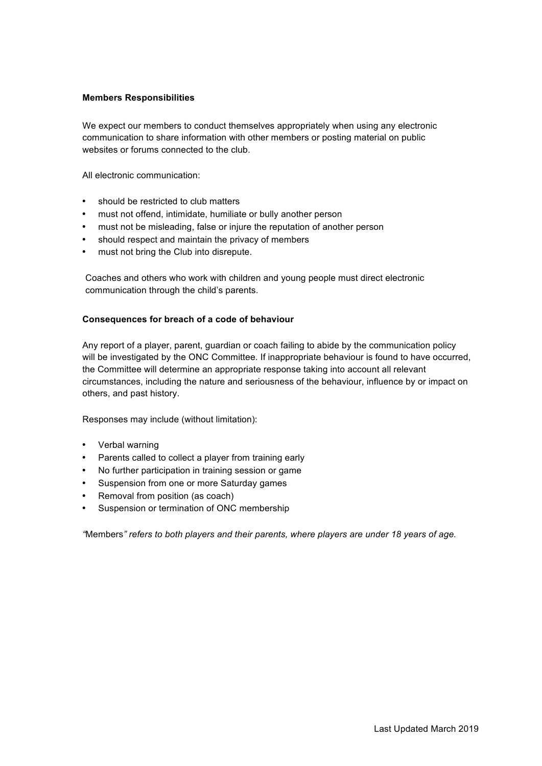**Members Responsibilities**

We expect our members to conduct themselves appropriately when using any electronic communication to share information with other members or posting material on public websites or forums connected to the club.

All electronic communication:

- should be restricted to club matters
- must not offend, intimidate, humiliate or bully another person
- must not be misleading, false or injure the reputation of another person
- should respect and maintain the privacy of members
- must not bring the Club into disrepute.

Coaches and others who work with children and young people must direct electronic communication through the child's parents.

**Consequences for breach of a code of behaviour**

Any report of a player, parent, guardian or coach failing to abide by the communication policy will be investigated by the ONC Committee. If inappropriate behaviour is found to have occurred, the Committee will determine an appropriate response taking into account all relevant circumstances, including the nature and seriousness of the behaviour, influence by or impact on others, and past history.

Responses may include (without limitation):

- Verbal warning
- Parents called to collect a player from training early
- No further participation in training session or game
- Suspension from one or more Saturday games
- Removal from position (as coach)
- Suspension or termination of ONC membership

*"*Members*" refers to both players and their parents, where players are under 18 years of age.*

Last Updated March 2019